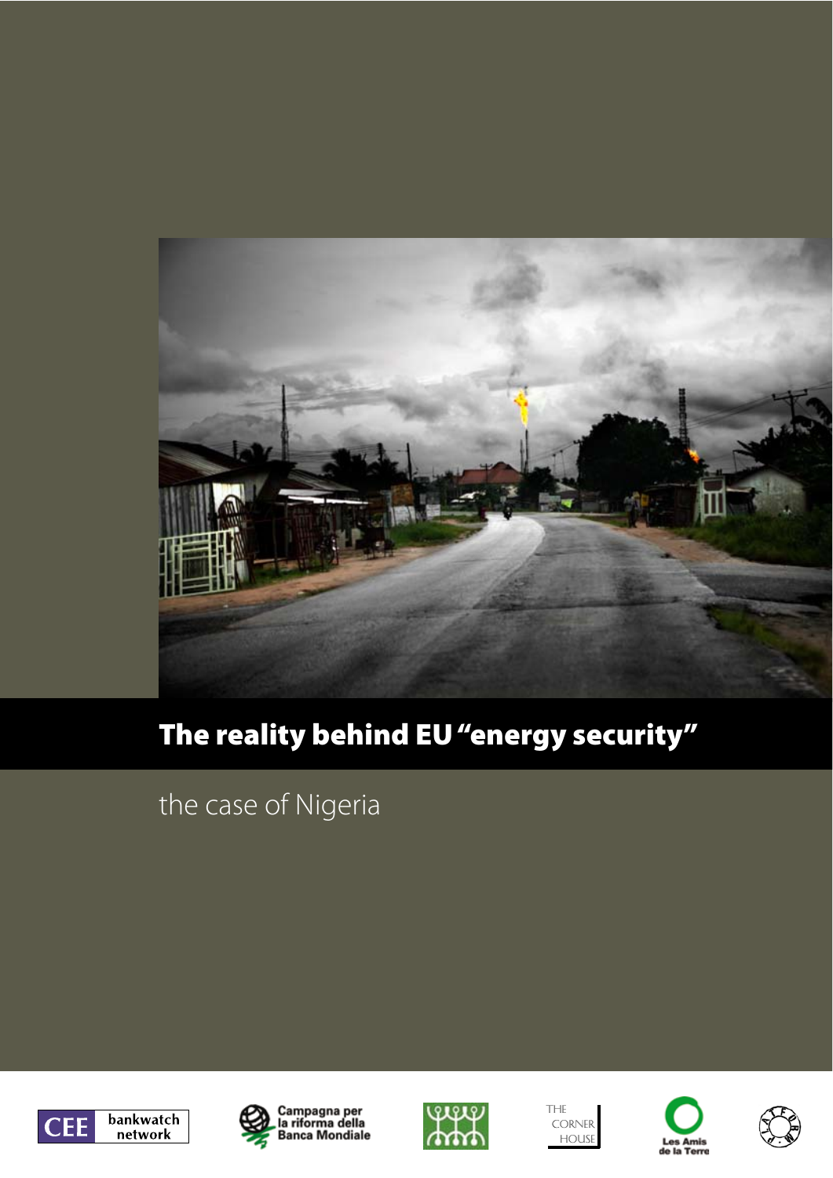# The reality behind EU "energy security"

## the case of Nigeria

CEE bankwatch network

Campagna per la riforma della Banca Mondiale

THE CORNER HOUSE

Les Amis de la Terre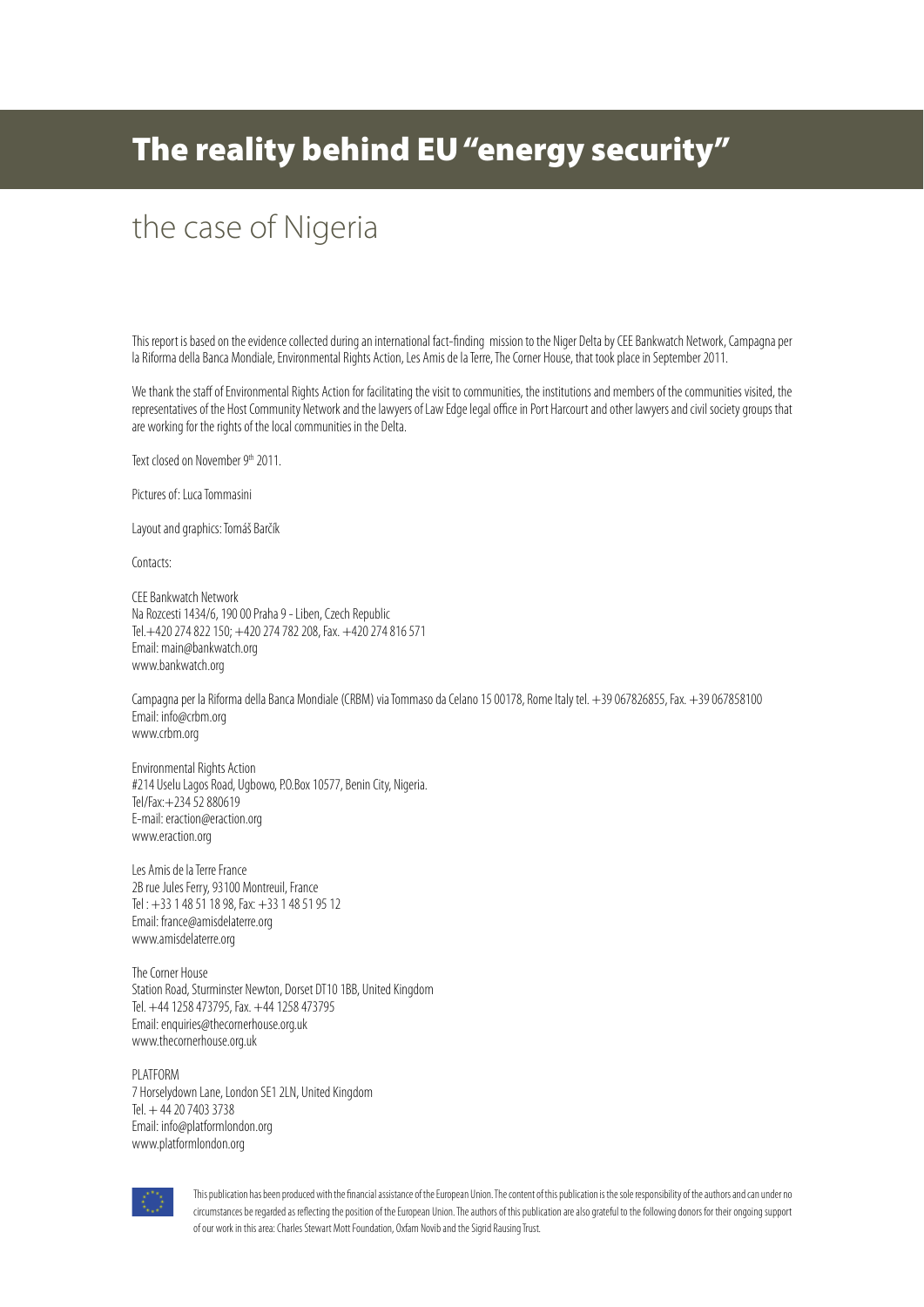# The reality behind EU "energy security"

## the case of Nigeria

This report is based on the evidence collected during an international fact-finding mission to the Niger Delta by CEE Bankwatch Network, Campagna per la Riforma della Banca Mondiale, Environmental Rights Action, Les Amis de la Terre, The Corner House, that took place in September 2011.

We thank the staff of Environmental Rights Action for facilitating the visit to communities, the institutions and members of the communities visited, the representatives of the Host Community Network and the lawyers of Law Edge legal office in Port Harcourt and other lawyers and civil society groups that are working for the rights of the local communities in the Delta.

Text closed on November 9th 2011.

Pictures of: Luca Tommasini

Layout and graphics: Tomáš Barčík

Contacts:

CEE Bankwatch Network
Na Rozcesti 1434/6, 190 00 Praha 9 - Liben, Czech Republic
Tel.+420 274 822 150; +420 274 782 208, Fax. +420 274 816 571
Email: main@bankwatch.org
www.bankwatch.org

Campagna per la Riforma della Banca Mondiale (CRBM) via Tommaso da Celano 15 00178, Rome Italy tel. +39 067826855, Fax. +39 067858100
Email: info@crbm.org
www.crbm.org

Environmental Rights Action
#214 Uselu Lagos Road, Ugbowo, P.O.Box 10577, Benin City, Nigeria.
Tel/Fax:+234 52 880619
E-mail: eraction@eraction.org
www.eraction.org

Les Amis de la Terre France
2B rue Jules Ferry, 93100 Montreuil, France
Tel : +33 1 48 51 18 98, Fax: +33 1 48 51 95 12
Email: france@amisdelaterre.org
www.amisdelaterre.org

The Corner House
Station Road, Sturminster Newton, Dorset DT10 1BB, United Kingdom
Tel. +44 1258 473795, Fax. +44 1258 473795
Email: enquiries@thecornerhouse.org.uk
www.thecornerhouse.org.uk

PLATFORM
7 Horselydown Lane, London SE1 2LN, United Kingdom
Tel. + 44 20 7403 3738
Email: info@platformlondon.org
www.platformlondon.org

This publication has been produced with the financial assistance of the European Union. The content of this publication is the sole responsibility of the authors and can under no circumstances be regarded as reflecting the position of the European Union. The authors of this publication are also grateful to the following donors for their ongoing support of our work in this area: Charles Stewart Mott Foundation, Oxfam Novib and the Sigrid Rausing Trust.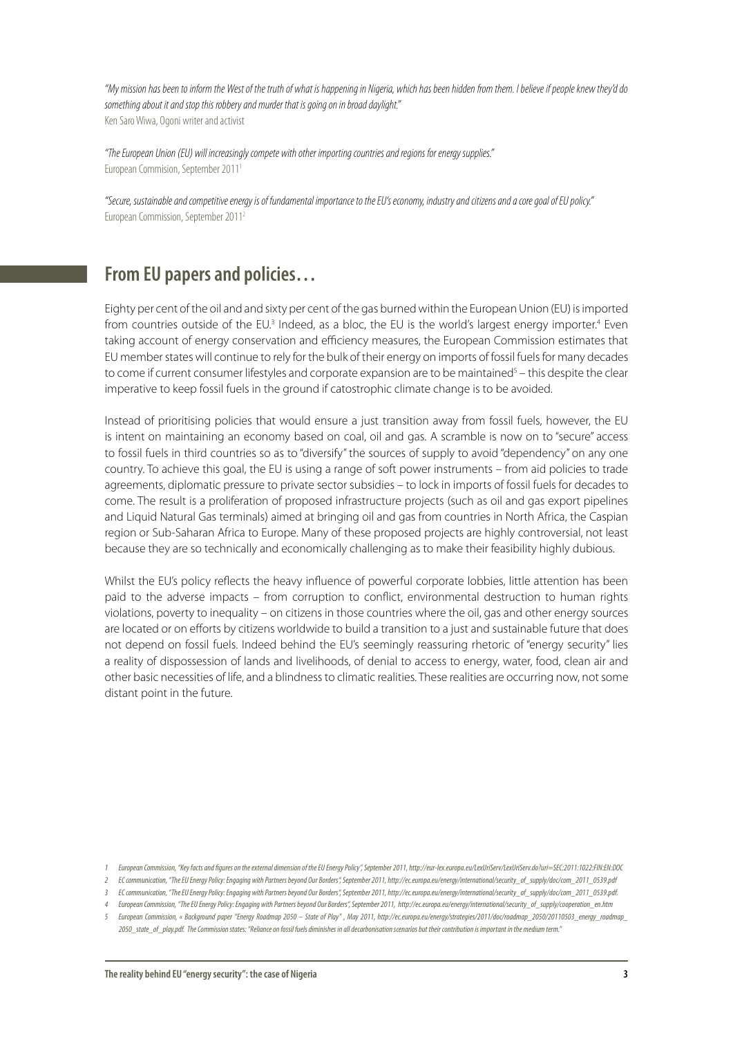*"My mission has been to inform the West of the truth of what is happening in Nigeria, which has been hidden from them. I believe if people knew they'd do something about it and stop this robbery and murder that is going on in broad daylight."*
Ken Saro Wiwa, Ogoni writer and activist

*"The European Union (EU) will increasingly compete with other importing countries and regions for energy supplies."*
European Commision, September 2011[1]

*"Secure, sustainable and competitive energy is of fundamental importance to the EU's economy, industry and citizens and a core goal of EU policy."*
European Commission, September 2011[2]

## From EU papers and policies…

Eighty per cent of the oil and and sixty per cent of the gas burned within the European Union (EU) is imported from countries outside of the EU.[3] Indeed, as a bloc, the EU is the world's largest energy importer.[4] Even taking account of energy conservation and efficiency measures, the European Commission estimates that EU member states will continue to rely for the bulk of their energy on imports of fossil fuels for many decades to come if current consumer lifestyles and corporate expansion are to be maintained[5] – this despite the clear imperative to keep fossil fuels in the ground if catostrophic climate change is to be avoided.

Instead of prioritising policies that would ensure a just transition away from fossil fuels, however, the EU is intent on maintaining an economy based on coal, oil and gas. A scramble is now on to "secure" access to fossil fuels in third countries so as to "diversify" the sources of supply to avoid "dependency" on any one country. To achieve this goal, the EU is using a range of soft power instruments – from aid policies to trade agreements, diplomatic pressure to private sector subsidies – to lock in imports of fossil fuels for decades to come. The result is a proliferation of proposed infrastructure projects (such as oil and gas export pipelines and Liquid Natural Gas terminals) aimed at bringing oil and gas from countries in North Africa, the Caspian region or Sub-Saharan Africa to Europe. Many of these proposed projects are highly controversial, not least because they are so technically and economically challenging as to make their feasibility highly dubious.

Whilst the EU's policy reflects the heavy influence of powerful corporate lobbies, little attention has been paid to the adverse impacts – from corruption to conflict, environmental destruction to human rights violations, poverty to inequality – on citizens in those countries where the oil, gas and other energy sources are located or on efforts by citizens worldwide to build a transition to a just and sustainable future that does not depend on fossil fuels. Indeed behind the EU's seemingly reassuring rhetoric of "energy security" lies a reality of dispossession of lands and livelihoods, of denial to access to energy, water, food, clean air and other basic necessities of life, and a blindness to climatic realities. These realities are occurring now, not some distant point in the future.

1 European Commission, "Key facts and figures on the external dimension of the EU Energy Policy", September 2011, http://eur-lex.europa.eu/LexUriServ/LexUriServ.do?uri=SEC:2011:1022:FIN:EN:DOC

2 EC communication, "The EU Energy Policy: Engaging with Partners beyond Our Borders", September 2011, http://ec.europa.eu/energy/international/security_of_supply/doc/com_2011_0539.pdf

3 EC communication, "The EU Energy Policy: Engaging with Partners beyond Our Borders", September 2011, http://ec.europa.eu/energy/international/security_of_supply/doc/com_2011_0539.pdf.

4 European Commission, "The EU Energy Policy: Engaging with Partners beyond Our Borders", September 2011, http://ec.europa.eu/energy/international/security_of_supply/cooperation_en.htm

5 European Commission, « Background paper "Energy Roadmap 2050 – State of Play" , May 2011, http://ec.europa.eu/energy/strategies/2011/doc/roadmap_2050/20110503_energy_roadmap_2050_state_of_play.pdf. The Commission states: "Reliance on fossil fuels diminishes in all decarbonisation scenarios but their contribution is important in the medium term."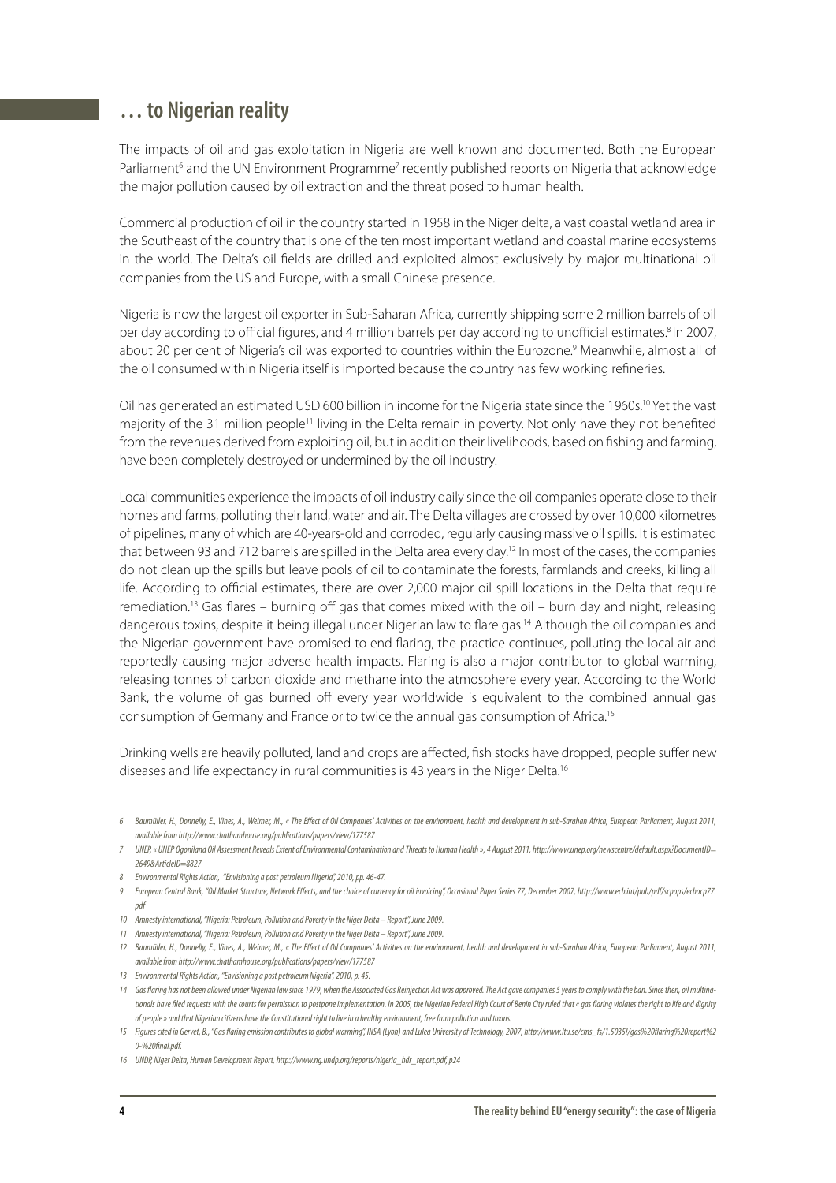## … to Nigerian reality

The impacts of oil and gas exploitation in Nigeria are well known and documented. Both the European Parliament[6] and the UN Environment Programme[7] recently published reports on Nigeria that acknowledge the major pollution caused by oil extraction and the threat posed to human health.

Commercial production of oil in the country started in 1958 in the Niger delta, a vast coastal wetland area in the Southeast of the country that is one of the ten most important wetland and coastal marine ecosystems in the world. The Delta's oil fields are drilled and exploited almost exclusively by major multinational oil companies from the US and Europe, with a small Chinese presence.

Nigeria is now the largest oil exporter in Sub-Saharan Africa, currently shipping some 2 million barrels of oil per day according to official figures, and 4 million barrels per day according to unofficial estimates.[8] In 2007, about 20 per cent of Nigeria's oil was exported to countries within the Eurozone.[9] Meanwhile, almost all of the oil consumed within Nigeria itself is imported because the country has few working refineries.

Oil has generated an estimated USD 600 billion in income for the Nigeria state since the 1960s.[10] Yet the vast majority of the 31 million people[11] living in the Delta remain in poverty. Not only have they not benefited from the revenues derived from exploiting oil, but in addition their livelihoods, based on fishing and farming, have been completely destroyed or undermined by the oil industry.

Local communities experience the impacts of oil industry daily since the oil companies operate close to their homes and farms, polluting their land, water and air. The Delta villages are crossed by over 10,000 kilometres of pipelines, many of which are 40-years-old and corroded, regularly causing massive oil spills. It is estimated that between 93 and 712 barrels are spilled in the Delta area every day.[12] In most of the cases, the companies do not clean up the spills but leave pools of oil to contaminate the forests, farmlands and creeks, killing all life. According to official estimates, there are over 2,000 major oil spill locations in the Delta that require remediation.[13] Gas flares – burning off gas that comes mixed with the oil – burn day and night, releasing dangerous toxins, despite it being illegal under Nigerian law to flare gas.[14] Although the oil companies and the Nigerian government have promised to end flaring, the practice continues, polluting the local air and reportedly causing major adverse health impacts. Flaring is also a major contributor to global warming, releasing tonnes of carbon dioxide and methane into the atmosphere every year. According to the World Bank, the volume of gas burned off every year worldwide is equivalent to the combined annual gas consumption of Germany and France or to twice the annual gas consumption of Africa.[15]

Drinking wells are heavily polluted, land and crops are affected, fish stocks have dropped, people suffer new diseases and life expectancy in rural communities is 43 years in the Niger Delta.[16]

---

6 Baumüller, H., Donnelly, E., Vines, A., Weimer, M., « The Effect of Oil Companies' Activities on the environment, health and development in sub-Sarahan Africa, European Parliament, August 2011, available from http://www.chathamhouse.org/publications/papers/view/177587

7 UNEP, « UNEP Ogoniland Oil Assessment Reveals Extent of Environmental Contamination and Threats to Human Health », 4 August 2011, http://www.unep.org/newscentre/default.aspx?DocumentID=2649&ArticleID=8827

8 Environmental Rights Action, "Envisioning a post petroleum Nigeria", 2010, pp. 46-47.

9 European Central Bank, "Oil Market Structure, Network Effects, and the choice of currency for oil invoicing", Occasional Paper Series 77, December 2007, http://www.ecb.int/pub/pdf/scpops/ecbocp77.pdf

10 Amnesty international, "Nigeria: Petroleum, Pollution and Poverty in the Niger Delta – Report", June 2009.

11 Amnesty international, "Nigeria: Petroleum, Pollution and Poverty in the Niger Delta – Report", June 2009.

12 Baumüller, H., Donnelly, E., Vines, A., Weimer, M., « The Effect of Oil Companies' Activities on the environment, health and development in sub-Sarahan Africa, European Parliament, August 2011, available from http://www.chathamhouse.org/publications/papers/view/177587

13 Environmental Rights Action, "Envisioning a post petroleum Nigeria", 2010, p. 45.

14 Gas flaring has not been allowed under Nigerian law since 1979, when the Associated Gas Reinjection Act was approved. The Act gave companies 5 years to comply with the ban. Since then, oil multinationals have filed requests with the courts for permission to postpone implementation. In 2005, the Nigerian Federal High Court of Benin City ruled that « gas flaring violates the right to life and dignity of people » and that Nigerian citizens have the Constitutional right to live in a healthy environment, free from pollution and toxins.

15 Figures cited in Gervet, B., "Gas flaring emission contributes to global warming", INSA (Lyon) and Lulea University of Technology, 2007, http://www.ltu.se/cms_fs/1.5035!/gas%20flaring%20report%20-%20final.pdf.

16 UNDP, Niger Delta, Human Development Report, http://www.ng.undp.org/reports/nigeria_hdr_report.pdf, p24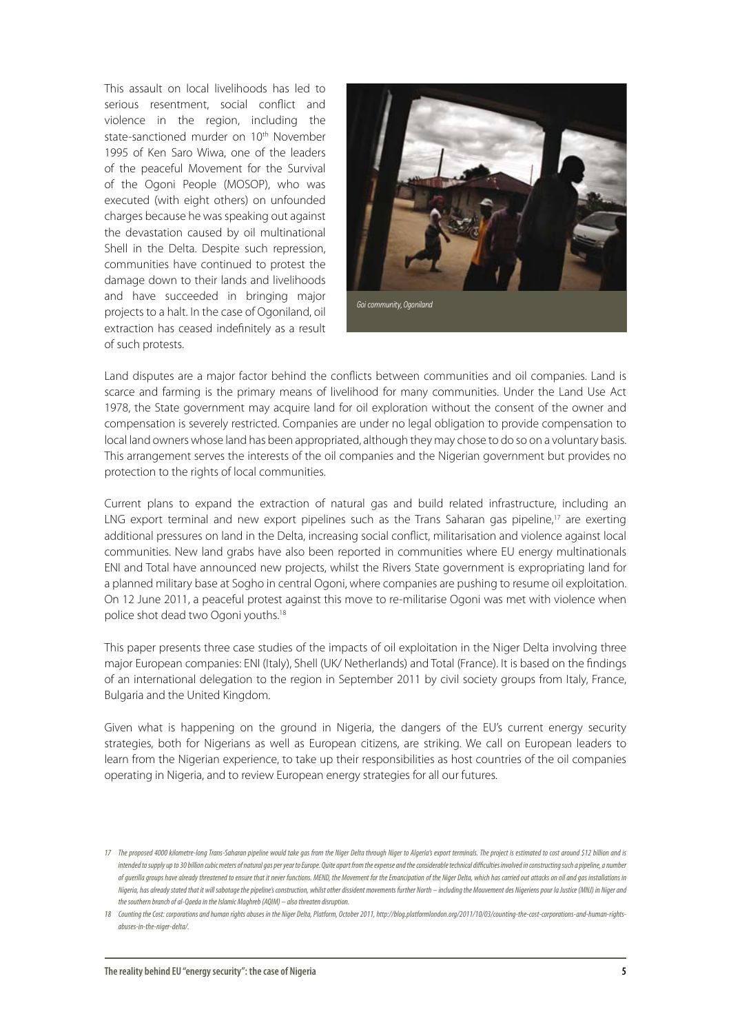This assault on local livelihoods has led to serious resentment, social conflict and violence in the region, including the state-sanctioned murder on 10th November 1995 of Ken Saro Wiwa, one of the leaders of the peaceful Movement for the Survival of the Ogoni People (MOSOP), who was executed (with eight others) on unfounded charges because he was speaking out against the devastation caused by oil multinational Shell in the Delta. Despite such repression, communities have continued to protest the damage down to their lands and livelihoods and have succeeded in bringing major projects to a halt. In the case of Ogoniland, oil extraction has ceased indefinitely as a result of such protests.

*Goi community, Ogoniland*

Land disputes are a major factor behind the conflicts between communities and oil companies. Land is scarce and farming is the primary means of livelihood for many communities. Under the Land Use Act 1978, the State government may acquire land for oil exploration without the consent of the owner and compensation is severely restricted. Companies are under no legal obligation to provide compensation to local land owners whose land has been appropriated, although they may chose to do so on a voluntary basis. This arrangement serves the interests of the oil companies and the Nigerian government but provides no protection to the rights of local communities.

Current plans to expand the extraction of natural gas and build related infrastructure, including an LNG export terminal and new export pipelines such as the Trans Saharan gas pipeline,[17] are exerting additional pressures on land in the Delta, increasing social conflict, militarisation and violence against local communities. New land grabs have also been reported in communities where EU energy multinationals ENI and Total have announced new projects, whilst the Rivers State government is expropriating land for a planned military base at Sogho in central Ogoni, where companies are pushing to resume oil exploitation. On 12 June 2011, a peaceful protest against this move to re-militarise Ogoni was met with violence when police shot dead two Ogoni youths.[18]

This paper presents three case studies of the impacts of oil exploitation in the Niger Delta involving three major European companies: ENI (Italy), Shell (UK/ Netherlands) and Total (France). It is based on the findings of an international delegation to the region in September 2011 by civil society groups from Italy, France, Bulgaria and the United Kingdom.

Given what is happening on the ground in Nigeria, the dangers of the EU's current energy security strategies, both for Nigerians as well as European citizens, are striking. We call on European leaders to learn from the Nigerian experience, to take up their responsibilities as host countries of the oil companies operating in Nigeria, and to review European energy strategies for all our futures.

*17 The proposed 4000 kilometre-long Trans-Saharan pipeline would take gas from the Niger Delta through Niger to Algeria's export terminals. The project is estimated to cost around $12 billion and is intended to supply up to 30 billion cubic meters of natural gas per year to Europe. Quite apart from the expense and the considerable technical difficulties involved in constructing such a pipeline, a number of guerilla groups have already threatened to ensure that it never functions. MEND, the Movement for the Emancipation of the Niger Delta, which has carried out attacks on oil and gas installations in Nigeria, has already stated that it will sabotage the pipeline's construction, whilst other dissident movements further North – including the Mouvement des Nigeriens pour la Justice (MNJ) in Niger and the southern branch of al-Qaeda in the Islamic Maghreb (AQIM) – also threaten disruption.*

*18 Counting the Cost: corporations and human rights abuses in the Niger Delta, Platform, October 2011, http://blog.platformlondon.org/2011/10/03/counting-the-cost-corporations-and-human-rights-abuses-in-the-niger-delta/.*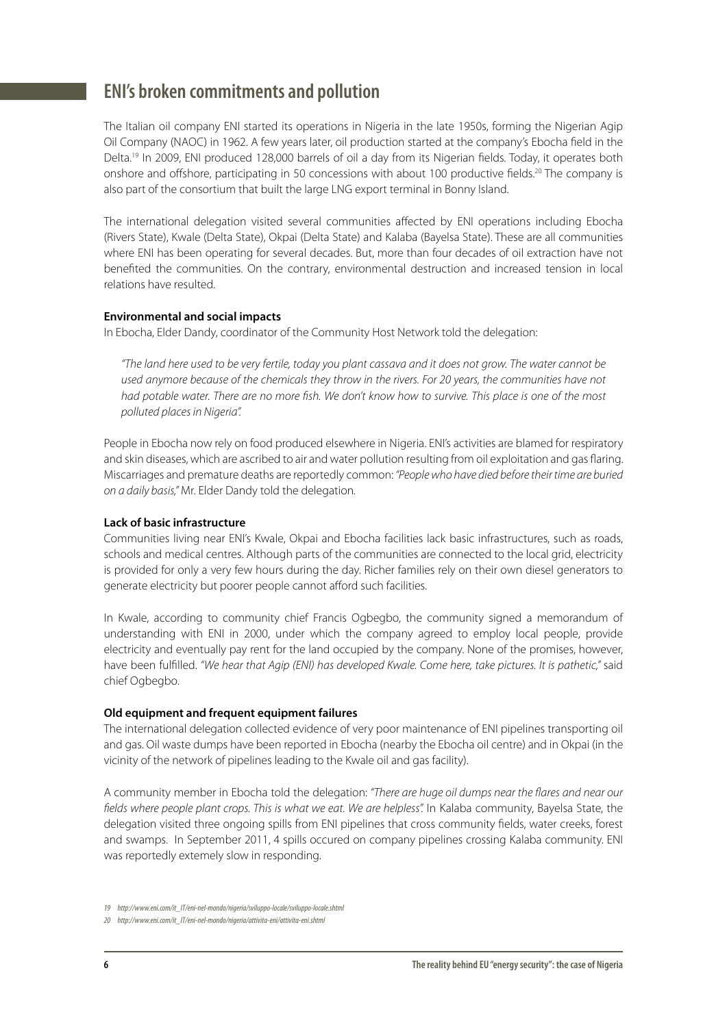## ENI's broken commitments and pollution

The Italian oil company ENI started its operations in Nigeria in the late 1950s, forming the Nigerian Agip Oil Company (NAOC) in 1962. A few years later, oil production started at the company's Ebocha field in the Delta.[19] In 2009, ENI produced 128,000 barrels of oil a day from its Nigerian fields. Today, it operates both onshore and offshore, participating in 50 concessions with about 100 productive fields.[20] The company is also part of the consortium that built the large LNG export terminal in Bonny Island.

The international delegation visited several communities affected by ENI operations including Ebocha (Rivers State), Kwale (Delta State), Okpai (Delta State) and Kalaba (Bayelsa State). These are all communities where ENI has been operating for several decades. But, more than four decades of oil extraction have not benefited the communities. On the contrary, environmental destruction and increased tension in local relations have resulted.

**Environmental and social impacts**

In Ebocha, Elder Dandy, coordinator of the Community Host Network told the delegation:

> *"The land here used to be very fertile, today you plant cassava and it does not grow. The water cannot be used anymore because of the chemicals they throw in the rivers. For 20 years, the communities have not had potable water. There are no more fish. We don't know how to survive. This place is one of the most polluted places in Nigeria".*

People in Ebocha now rely on food produced elsewhere in Nigeria. ENI's activities are blamed for respiratory and skin diseases, which are ascribed to air and water pollution resulting from oil exploitation and gas flaring. Miscarriages and premature deaths are reportedly common: *"People who have died before their time are buried on a daily basis,"* Mr. Elder Dandy told the delegation.

**Lack of basic infrastructure**

Communities living near ENI's Kwale, Okpai and Ebocha facilities lack basic infrastructures, such as roads, schools and medical centres. Although parts of the communities are connected to the local grid, electricity is provided for only a very few hours during the day. Richer families rely on their own diesel generators to generate electricity but poorer people cannot afford such facilities.

In Kwale, according to community chief Francis Ogbegbo, the community signed a memorandum of understanding with ENI in 2000, under which the company agreed to employ local people, provide electricity and eventually pay rent for the land occupied by the company. None of the promises, however, have been fulfilled. *"We hear that Agip (ENI) has developed Kwale. Come here, take pictures. It is pathetic,"* said chief Ogbegbo.

**Old equipment and frequent equipment failures**

The international delegation collected evidence of very poor maintenance of ENI pipelines transporting oil and gas. Oil waste dumps have been reported in Ebocha (nearby the Ebocha oil centre) and in Okpai (in the vicinity of the network of pipelines leading to the Kwale oil and gas facility).

A community member in Ebocha told the delegation: *"There are huge oil dumps near the flares and near our fields where people plant crops. This is what we eat. We are helpless".* In Kalaba community, Bayelsa State, the delegation visited three ongoing spills from ENI pipelines that cross community fields, water creeks, forest and swamps. In September 2011, 4 spills occured on company pipelines crossing Kalaba community. ENI was reportedly extemely slow in responding.

---

19 http://www.eni.com/it_IT/eni-nel-mondo/nigeria/sviluppo-locale/sviluppo-locale.shtml

20 http://www.eni.com/it_IT/eni-nel-mondo/nigeria/attivita-eni/attivita-eni.shtml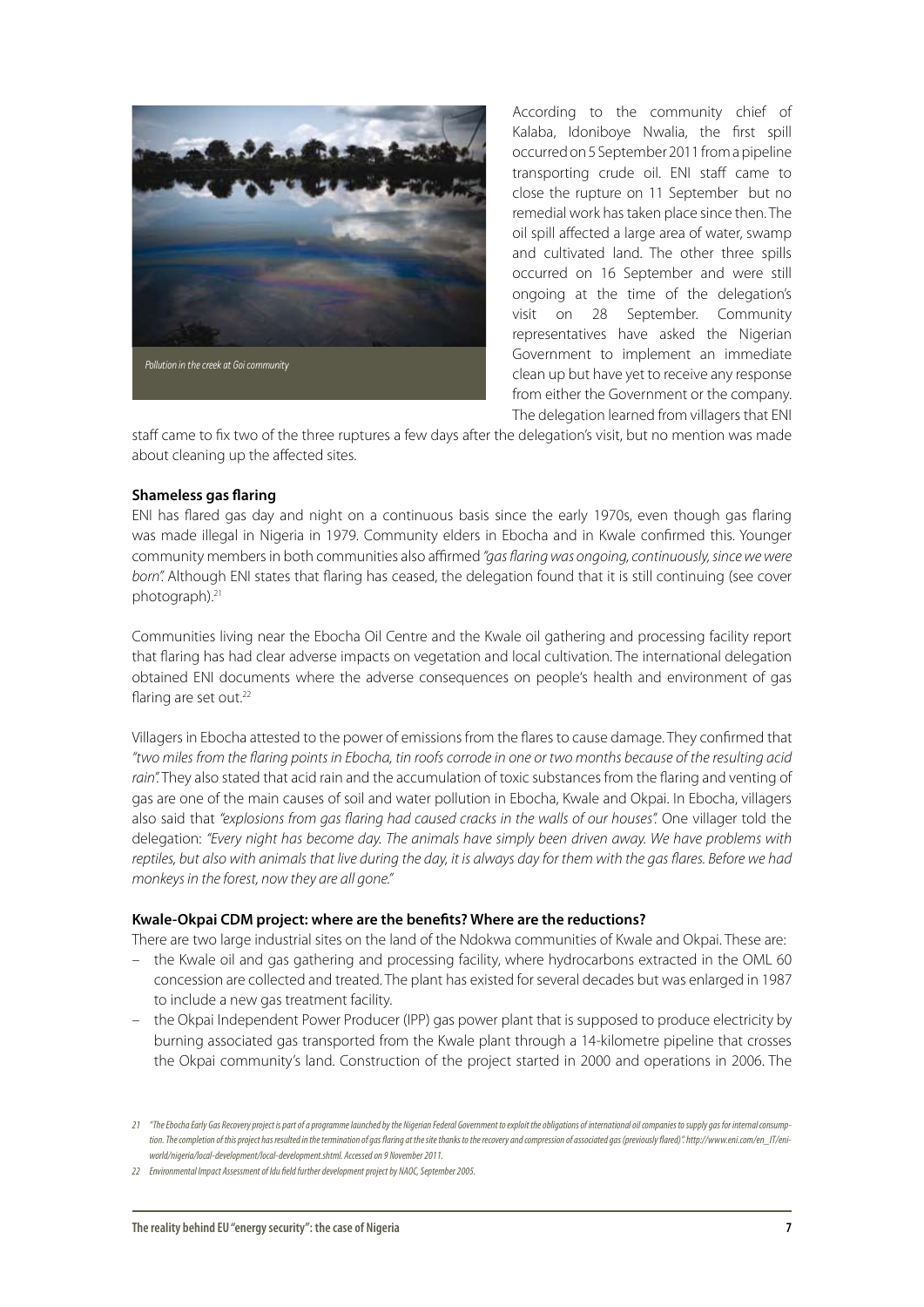Pollution in the creek at Goi community

According to the community chief of Kalaba, Idoniboye Nwalia, the first spill occurred on 5 September 2011 from a pipeline transporting crude oil. ENI staff came to close the rupture on 11 September but no remedial work has taken place since then. The oil spill affected a large area of water, swamp and cultivated land. The other three spills occurred on 16 September and were still ongoing at the time of the delegation's visit on 28 September. Community representatives have asked the Nigerian Government to implement an immediate clean up but have yet to receive any response from either the Government or the company. The delegation learned from villagers that ENI staff came to fix two of the three ruptures a few days after the delegation's visit, but no mention was made about cleaning up the affected sites.

**Shameless gas flaring**

ENI has flared gas day and night on a continuous basis since the early 1970s, even though gas flaring was made illegal in Nigeria in 1979. Community elders in Ebocha and in Kwale confirmed this. Younger community members in both communities also affirmed *"gas flaring was ongoing, continuously, since we were born"*. Although ENI states that flaring has ceased, the delegation found that it is still continuing (see cover photograph).[21]

Communities living near the Ebocha Oil Centre and the Kwale oil gathering and processing facility report that flaring has had clear adverse impacts on vegetation and local cultivation. The international delegation obtained ENI documents where the adverse consequences on people's health and environment of gas flaring are set out.[22]

Villagers in Ebocha attested to the power of emissions from the flares to cause damage. They confirmed that *"two miles from the flaring points in Ebocha, tin roofs corrode in one or two months because of the resulting acid rain"*. They also stated that acid rain and the accumulation of toxic substances from the flaring and venting of gas are one of the main causes of soil and water pollution in Ebocha, Kwale and Okpai. In Ebocha, villagers also said that *"explosions from gas flaring had caused cracks in the walls of our houses"*. One villager told the delegation: *"Every night has become day. The animals have simply been driven away. We have problems with reptiles, but also with animals that live during the day, it is always day for them with the gas flares. Before we had monkeys in the forest, now they are all gone."*

**Kwale-Okpai CDM project: where are the benefits? Where are the reductions?**

There are two large industrial sites on the land of the Ndokwa communities of Kwale and Okpai. These are:

- the Kwale oil and gas gathering and processing facility, where hydrocarbons extracted in the OML 60 concession are collected and treated. The plant has existed for several decades but was enlarged in 1987 to include a new gas treatment facility.
- the Okpai Independent Power Producer (IPP) gas power plant that is supposed to produce electricity by burning associated gas transported from the Kwale plant through a 14-kilometre pipeline that crosses the Okpai community's land. Construction of the project started in 2000 and operations in 2006. The

---

*21 "The Ebocha Early Gas Recovery project is part of a programme launched by the Nigerian Federal Government to exploit the obligations of international oil companies to supply gas for internal consumption. The completion of this project has resulted in the termination of gas flaring at the site thanks to the recovery and compression of associated gas (previously flared)". http://www.eni.com/en_IT/eni-world/nigeria/local-development/local-development.shtml. Accessed on 9 November 2011.*

*22 Environmental Impact Assessment of Idu field further development project by NAOC, September 2005.*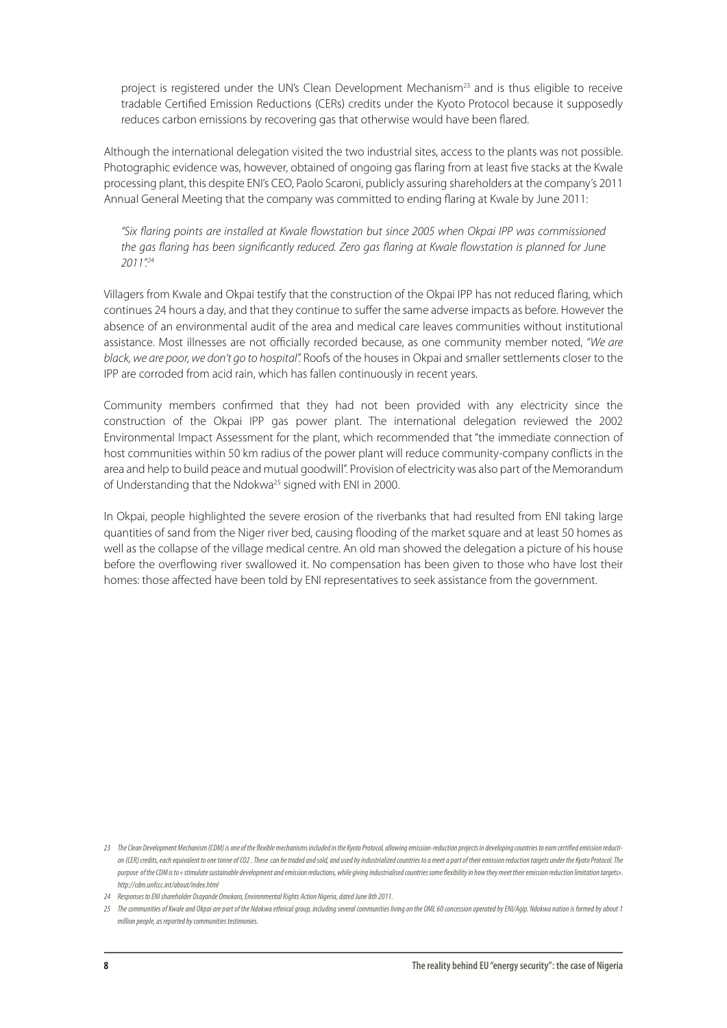project is registered under the UN's Clean Development Mechanism[23] and is thus eligible to receive tradable Certified Emission Reductions (CERs) credits under the Kyoto Protocol because it supposedly reduces carbon emissions by recovering gas that otherwise would have been flared.

Although the international delegation visited the two industrial sites, access to the plants was not possible. Photographic evidence was, however, obtained of ongoing gas flaring from at least five stacks at the Kwale processing plant, this despite ENI's CEO, Paolo Scaroni, publicly assuring shareholders at the company's 2011 Annual General Meeting that the company was committed to ending flaring at Kwale by June 2011:

> *"Six flaring points are installed at Kwale flowstation but since 2005 when Okpai IPP was commissioned the gas flaring has been significantly reduced. Zero gas flaring at Kwale flowstation is planned for June 2011".*[24]

Villagers from Kwale and Okpai testify that the construction of the Okpai IPP has not reduced flaring, which continues 24 hours a day, and that they continue to suffer the same adverse impacts as before. However the absence of an environmental audit of the area and medical care leaves communities without institutional assistance. Most illnesses are not officially recorded because, as one community member noted, *"We are black, we are poor, we don't go to hospital".* Roofs of the houses in Okpai and smaller settlements closer to the IPP are corroded from acid rain, which has fallen continuously in recent years.

Community members confirmed that they had not been provided with any electricity since the construction of the Okpai IPP gas power plant. The international delegation reviewed the 2002 Environmental Impact Assessment for the plant, which recommended that "the immediate connection of host communities within 50 km radius of the power plant will reduce community-company conflicts in the area and help to build peace and mutual goodwill". Provision of electricity was also part of the Memorandum of Understanding that the Ndokwa[25] signed with ENI in 2000.

In Okpai, people highlighted the severe erosion of the riverbanks that had resulted from ENI taking large quantities of sand from the Niger river bed, causing flooding of the market square and at least 50 homes as well as the collapse of the village medical centre. An old man showed the delegation a picture of his house before the overflowing river swallowed it. No compensation has been given to those who have lost their homes: those affected have been told by ENI representatives to seek assistance from the government.

---

*23 The Clean Development Mechanism (CDM) is one of the flexible mechanisms included in the Kyoto Protocol, allowing emission-reduction projects in developing countries to earn certified emission reduction (CER) credits, each equivalent to one tonne of $CO_2$. These can be traded and sold, and used by industrialized countries to a meet a part of their emission reduction targets under the Kyoto Protocol. The purpose of the CDM is to « stimulate sustainable development and emission reductions, while giving industrialised countries some flexibility in how they meet their emission reduction limitation targets». http://cdm.unfccc.int/about/index.html*

*24 Responses to ENI shareholder Osayande Omokaro, Environmental Rights Action Nigeria, dated June 8th 2011.*

*25 The communities of Kwale and Okpai are part of the Ndokwa ethnical group, including several communities living on the OML 60 concession operated by ENI/Agip. Ndokwa nation is formed by about 1 million people, as reported by communities testimonies.*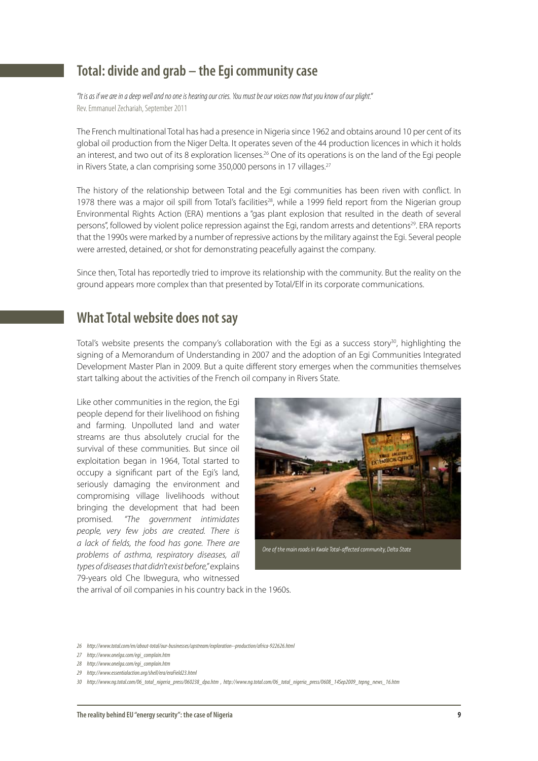## Total: divide and grab – the Egi community case

*"It is as if we are in a deep well and no one is hearing our cries. You must be our voices now that you know of our plight."*
Rev. Emmanuel Zechariah, September 2011

The French multinational Total has had a presence in Nigeria since 1962 and obtains around 10 per cent of its global oil production from the Niger Delta. It operates seven of the 44 production licences in which it holds an interest, and two out of its 8 exploration licenses.[26] One of its operations is on the land of the Egi people in Rivers State, a clan comprising some 350,000 persons in 17 villages.[27]

The history of the relationship between Total and the Egi communities has been riven with conflict. In 1978 there was a major oil spill from Total's facilities[28], while a 1999 field report from the Nigerian group Environmental Rights Action (ERA) mentions a "gas plant explosion that resulted in the death of several persons", followed by violent police repression against the Egi, random arrests and detentions[29]. ERA reports that the 1990s were marked by a number of repressive actions by the military against the Egi. Several people were arrested, detained, or shot for demonstrating peacefully against the company.

Since then, Total has reportedly tried to improve its relationship with the community. But the reality on the ground appears more complex than that presented by Total/Elf in its corporate communications.

## What Total website does not say

Total's website presents the company's collaboration with the Egi as a success story[30], highlighting the signing of a Memorandum of Understanding in 2007 and the adoption of an Egi Communities Integrated Development Master Plan in 2009. But a quite different story emerges when the communities themselves start talking about the activities of the French oil company in Rivers State.

Like other communities in the region, the Egi people depend for their livelihood on fishing and farming. Unpolluted land and water streams are thus absolutely crucial for the survival of these communities. But since oil exploitation began in 1964, Total started to occupy a significant part of the Egi's land, seriously damaging the environment and compromising village livelihoods without bringing the development that had been promised. *"The government intimidates people, very few jobs are created. There is a lack of fields, the food has gone. There are problems of asthma, respiratory diseases, all types of diseases that didn't exist before,"* explains 79-years old Che Ibwegura, who witnessed the arrival of oil companies in his country back in the 1960s.

*One of the main roads in Kwale Total-affected community, Delta State*

26 http://www.total.com/en/about-total/our-businesses/upstream/exploration--production/africa-922626.html

27 http://www.onelga.com/egi_complain.htm

28 http://www.onelga.com/egi_complain.htm

29 http://www.essentialaction.org/shell/era/eraField23.html

30 http://www.ng.total.com/06_total_nigeria_press/060238_dpa.htm , http://www.ng.total.com/06_total_nigeria_press/0608_14Sep2009_tepng_news_16.htm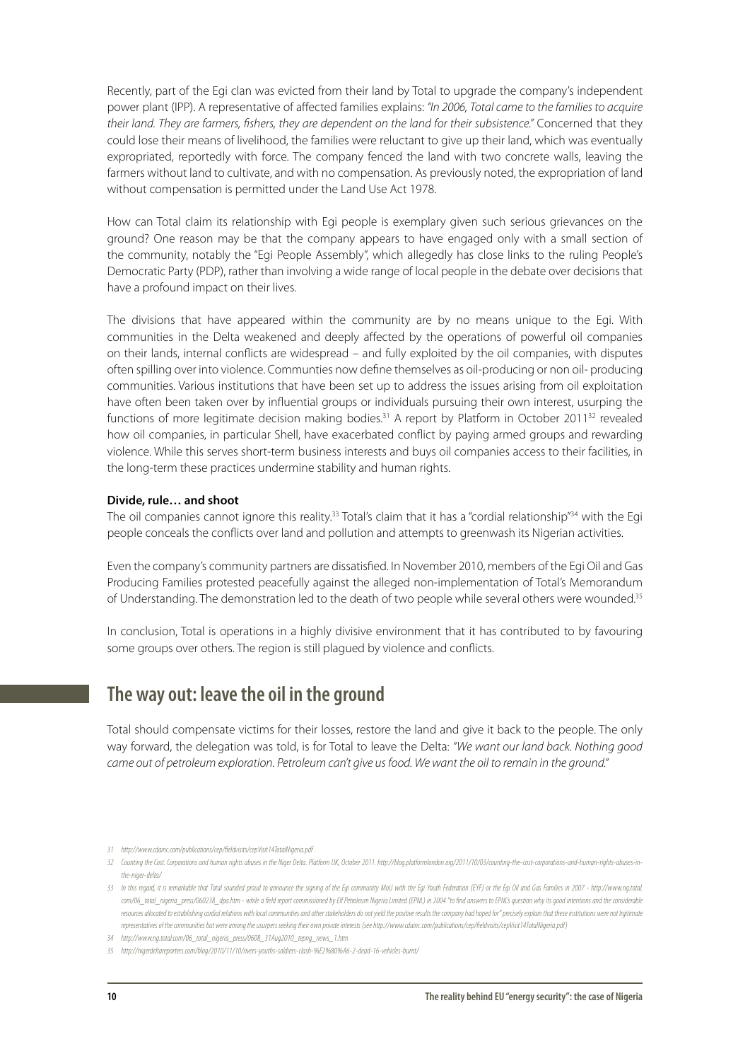Recently, part of the Egi clan was evicted from their land by Total to upgrade the company's independent power plant (IPP). A representative of affected families explains: *"In 2006, Total came to the families to acquire their land. They are farmers, fishers, they are dependent on the land for their subsistence."* Concerned that they could lose their means of livelihood, the families were reluctant to give up their land, which was eventually expropriated, reportedly with force. The company fenced the land with two concrete walls, leaving the farmers without land to cultivate, and with no compensation. As previously noted, the expropriation of land without compensation is permitted under the Land Use Act 1978.

How can Total claim its relationship with Egi people is exemplary given such serious grievances on the ground? One reason may be that the company appears to have engaged only with a small section of the community, notably the "Egi People Assembly", which allegedly has close links to the ruling People's Democratic Party (PDP), rather than involving a wide range of local people in the debate over decisions that have a profound impact on their lives.

The divisions that have appeared within the community are by no means unique to the Egi. With communities in the Delta weakened and deeply affected by the operations of powerful oil companies on their lands, internal conflicts are widespread – and fully exploited by the oil companies, with disputes often spilling over into violence. Communties now define themselves as oil-producing or non oil- producing communities. Various institutions that have been set up to address the issues arising from oil exploitation have often been taken over by influential groups or individuals pursuing their own interest, usurping the functions of more legitimate decision making bodies.[31] A report by Platform in October 2011[32] revealed how oil companies, in particular Shell, have exacerbated conflict by paying armed groups and rewarding violence. While this serves short-term business interests and buys oil companies access to their facilities, in the long-term these practices undermine stability and human rights.

**Divide, rule… and shoot**

The oil companies cannot ignore this reality.[33] Total's claim that it has a "cordial relationship"[34] with the Egi people conceals the conflicts over land and pollution and attempts to greenwash its Nigerian activities.

Even the company's community partners are dissatisfied. In November 2010, members of the Egi Oil and Gas Producing Families protested peacefully against the alleged non-implementation of Total's Memorandum of Understanding. The demonstration led to the death of two people while several others were wounded.[35]

In conclusion, Total is operations in a highly divisive environment that it has contributed to by favouring some groups over others. The region is still plagued by violence and conflicts.

## The way out: leave the oil in the ground

Total should compensate victims for their losses, restore the land and give it back to the people. The only way forward, the delegation was told, is for Total to leave the Delta: *"We want our land back. Nothing good came out of petroleum exploration. Petroleum can't give us food. We want the oil to remain in the ground."*

---

*31 http://www.cdainc.com/publications/cep/fieldvisits/cepVisit14TotalNigeria.pdf*

*32 Counting the Cost. Corporations and human rights abuses in the Niger Delta. Platform UK, October 2011. http://blog.platformlondon.org/2011/10/03/counting-the-cost-corporations-and-human-rights-abuses-in-the-niger-delta/*

*33 In this regard, it is remarkable that Total sounded proud to announce the signing of the Egi community MoU with the Egi Youth Federation (EYF) or the Egi Oil and Gas Families in 2007 - http://www.ng.total.com/06_total_nigeria_press/060238_dpa.htm - while a field report commissioned by Elf Petroleum Nigeria Limited (EPNL) in 2004 "to find answers to EPNL's question why its good intentions and the considerable resources allocated to establishing cordial relations with local communities and other stakeholders do not yield the positive results the company had hoped for" precisely explain that these institutions were not legitimate representatives of the communities but were among the usurpers seeking their own private interests (see http://www.cdainc.com/publications/cep/fieldvisits/cepVisit14TotalNigeria.pdf)*

*34 http://www.ng.total.com/06_total_nigeria_press/0608_31Aug2010_tepng_news_1.htm*

*35 http://nigerdeltareporters.com/blog/2010/11/10/rivers-youths-soldiers-clash-%E2%80%A6-2-dead-16-vehicles-burnt/*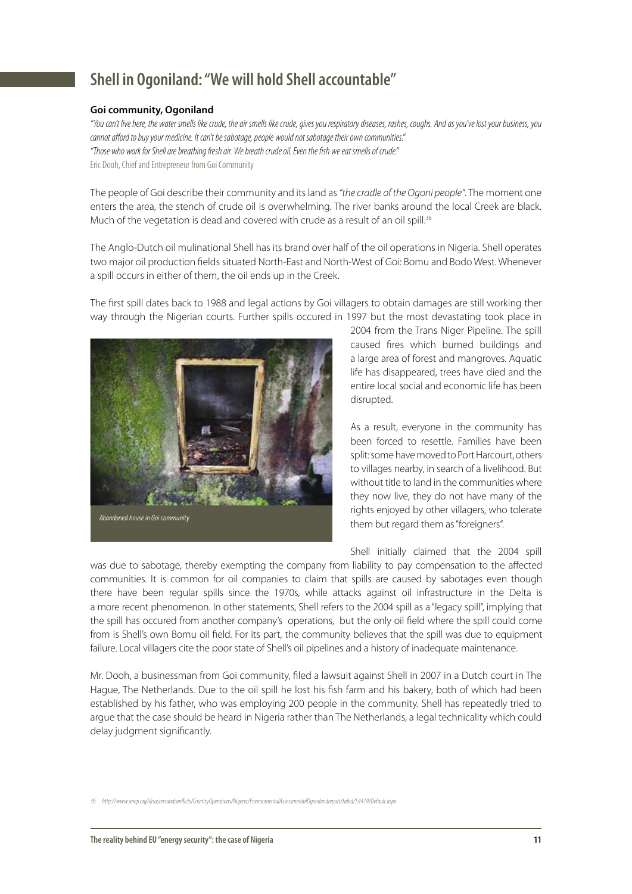## Shell in Ogoniland: "We will hold Shell accountable"

**Goi community, Ogoniland**

*"You can't live here, the water smells like crude, the air smells like crude, gives you respiratory diseases, rashes, coughs. And as you've lost your business, you cannot afford to buy your medicine. It can't be sabotage, people would not sabotage their own communities."*
*"Those who work for Shell are breathing fresh air. We breath crude oil. Even the fish we eat smells of crude."*
Eric Dooh, Chief and Entrepreneur from Goi Community

The people of Goi describe their community and its land as *"the cradle of the Ogoni people"*. The moment one enters the area, the stench of crude oil is overwhelming. The river banks around the local Creek are black. Much of the vegetation is dead and covered with crude as a result of an oil spill.[36]

The Anglo-Dutch oil mulinational Shell has its brand over half of the oil operations in Nigeria. Shell operates two major oil production fields situated North-East and North-West of Goi: Bomu and Bodo West. Whenever a spill occurs in either of them, the oil ends up in the Creek.

The first spill dates back to 1988 and legal actions by Goi villagers to obtain damages are still working ther way through the Nigerian courts. Further spills occured in 1997 but the most devastating took place in 2004 from the Trans Niger Pipeline. The spill caused fires which burned buildings and a large area of forest and mangroves. Aquatic life has disappeared, trees have died and the entire local social and economic life has been disrupted.

*Abandoned house in Goi community*

As a result, everyone in the community has been forced to resettle. Families have been split: some have moved to Port Harcourt, others to villages nearby, in search of a livelihood. But without title to land in the communities where they now live, they do not have many of the rights enjoyed by other villagers, who tolerate them but regard them as "foreigners".

Shell initially claimed that the 2004 spill was due to sabotage, thereby exempting the company from liability to pay compensation to the affected communities. It is common for oil companies to claim that spills are caused by sabotages even though there have been regular spills since the 1970s, while attacks against oil infrastructure in the Delta is a more recent phenomenon. In other statements, Shell refers to the 2004 spill as a "legacy spill", implying that the spill has occured from another company's operations, but the only oil field where the spill could come from is Shell's own Bomu oil field. For its part, the community believes that the spill was due to equipment failure. Local villagers cite the poor state of Shell's oil pipelines and a history of inadequate maintenance.

Mr. Dooh, a businessman from Goi community, filed a lawsuit against Shell in 2007 in a Dutch court in The Hague, The Netherlands. Due to the oil spill he lost his fish farm and his bakery, both of which had been established by his father, who was employing 200 people in the community. Shell has repeatedly tried to argue that the case should be heard in Nigeria rather than The Netherlands, a legal technicality which could delay judgment significantly.

36 http://www.unep.org/disastersandconflicts/CountryOperations/Nigeria/EnvironmentalAssessmentofOgonilandreport/tabid/54419/Default.aspx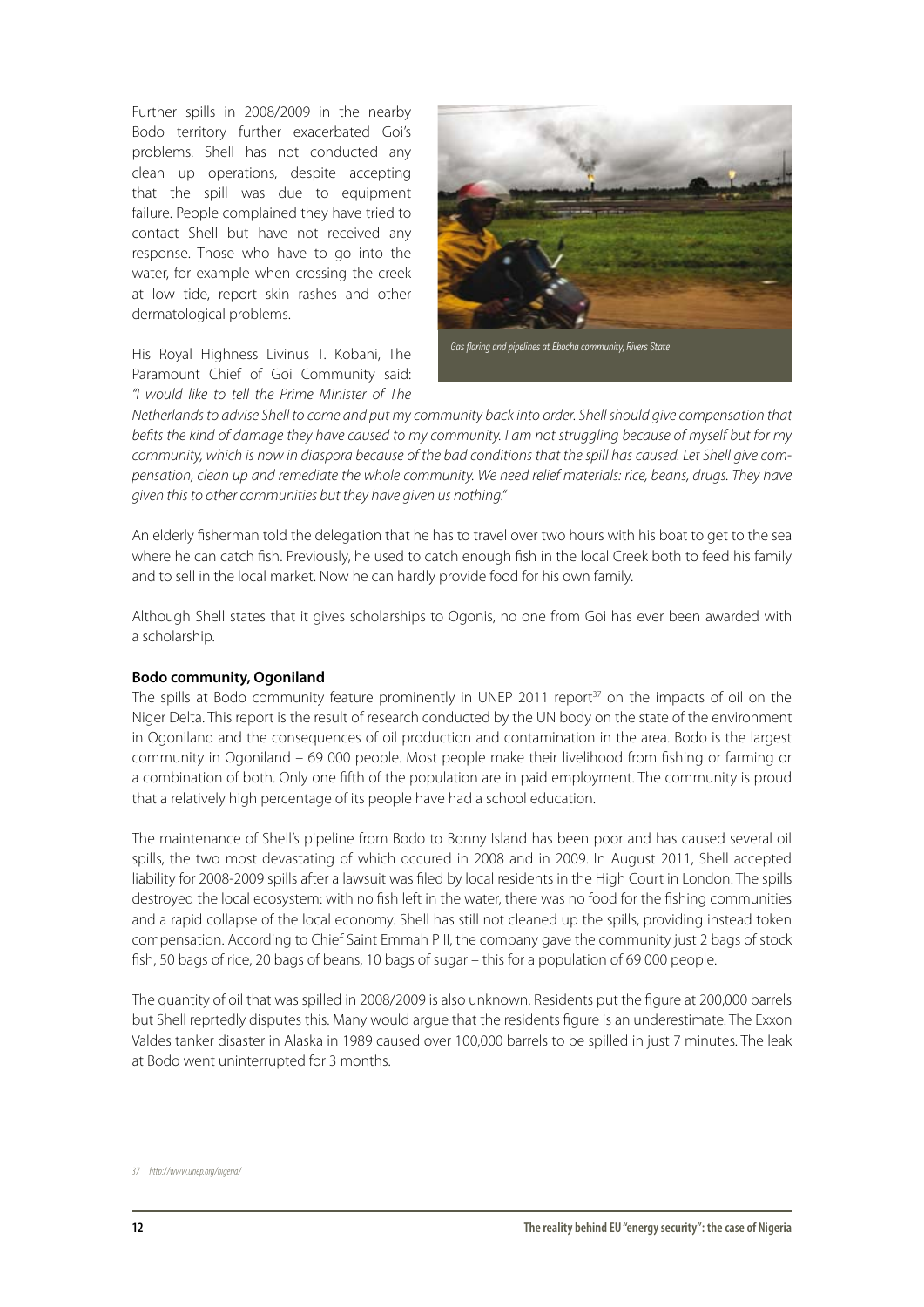Further spills in 2008/2009 in the nearby Bodo territory further exacerbated Goi's problems. Shell has not conducted any clean up operations, despite accepting that the spill was due to equipment failure. People complained they have tried to contact Shell but have not received any response. Those who have to go into the water, for example when crossing the creek at low tide, report skin rashes and other dermatological problems.

Gas flaring and pipelines at Ebocha community, Rivers State

His Royal Highness Livinus T. Kobani, The Paramount Chief of Goi Community said: *"I would like to tell the Prime Minister of The Netherlands to advise Shell to come and put my community back into order. Shell should give compensation that befits the kind of damage they have caused to my community. I am not struggling because of myself but for my community, which is now in diaspora because of the bad conditions that the spill has caused. Let Shell give compensation, clean up and remediate the whole community. We need relief materials: rice, beans, drugs. They have given this to other communities but they have given us nothing."*

An elderly fisherman told the delegation that he has to travel over two hours with his boat to get to the sea where he can catch fish. Previously, he used to catch enough fish in the local Creek both to feed his family and to sell in the local market. Now he can hardly provide food for his own family.

Although Shell states that it gives scholarships to Ogonis, no one from Goi has ever been awarded with a scholarship.

**Bodo community, Ogoniland**

The spills at Bodo community feature prominently in UNEP 2011 report[37] on the impacts of oil on the Niger Delta. This report is the result of research conducted by the UN body on the state of the environment in Ogoniland and the consequences of oil production and contamination in the area. Bodo is the largest community in Ogoniland – 69 000 people. Most people make their livelihood from fishing or farming or a combination of both. Only one fifth of the population are in paid employment. The community is proud that a relatively high percentage of its people have had a school education.

The maintenance of Shell's pipeline from Bodo to Bonny Island has been poor and has caused several oil spills, the two most devastating of which occured in 2008 and in 2009. In August 2011, Shell accepted liability for 2008-2009 spills after a lawsuit was filed by local residents in the High Court in London. The spills destroyed the local ecosystem: with no fish left in the water, there was no food for the fishing communities and a rapid collapse of the local economy. Shell has still not cleaned up the spills, providing instead token compensation. According to Chief Saint Emmah P II, the company gave the community just 2 bags of stock fish, 50 bags of rice, 20 bags of beans, 10 bags of sugar – this for a population of 69 000 people.

The quantity of oil that was spilled in 2008/2009 is also unknown. Residents put the figure at 200,000 barrels but Shell reprtedly disputes this. Many would argue that the residents figure is an underestimate. The Exxon Valdes tanker disaster in Alaska in 1989 caused over 100,000 barrels to be spilled in just 7 minutes. The leak at Bodo went uninterrupted for 3 months.

37 http://www.unep.org/nigeria/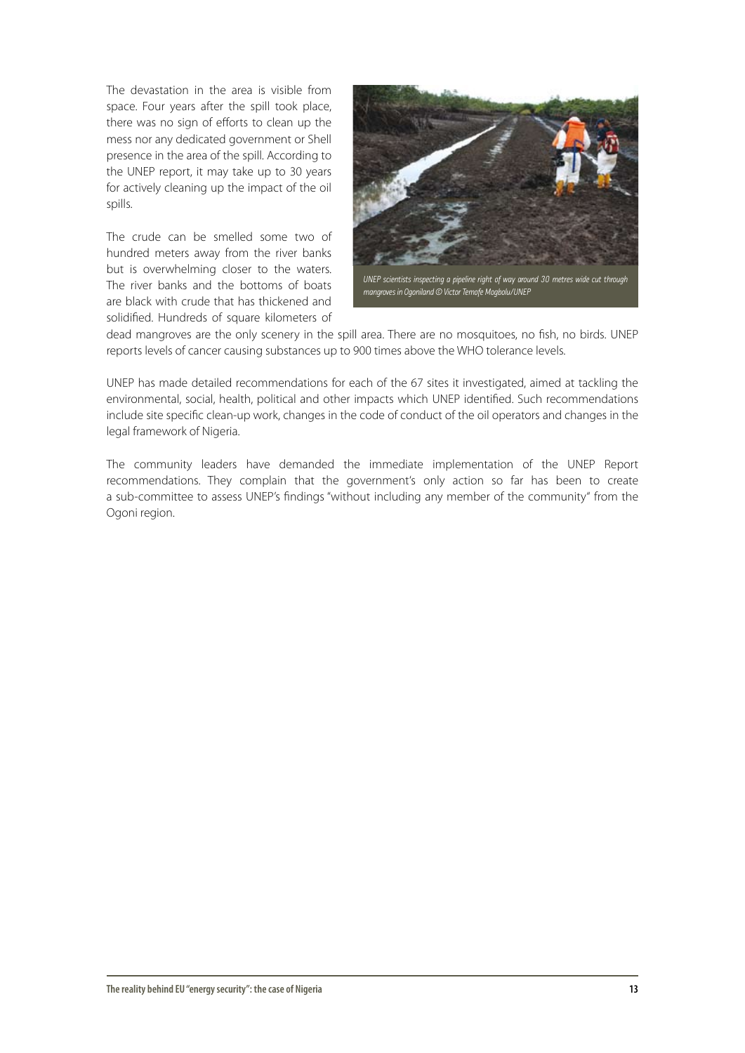The devastation in the area is visible from space. Four years after the spill took place, there was no sign of efforts to clean up the mess nor any dedicated government or Shell presence in the area of the spill. According to the UNEP report, it may take up to 30 years for actively cleaning up the impact of the oil spills.

The crude can be smelled some two of hundred meters away from the river banks but is overwhelming closer to the waters. The river banks and the bottoms of boats are black with crude that has thickened and solidified. Hundreds of square kilometers of dead mangroves are the only scenery in the spill area. There are no mosquitoes, no fish, no birds. UNEP reports levels of cancer causing substances up to 900 times above the WHO tolerance levels.

*UNEP scientists inspecting a pipeline right of way around 30 metres wide cut through mangroves in Ogoniland © Victor Temofe Mogbolu/UNEP*

UNEP has made detailed recommendations for each of the 67 sites it investigated, aimed at tackling the environmental, social, health, political and other impacts which UNEP identified. Such recommendations include site specific clean-up work, changes in the code of conduct of the oil operators and changes in the legal framework of Nigeria.

The community leaders have demanded the immediate implementation of the UNEP Report recommendations. They complain that the government's only action so far has been to create a sub-committee to assess UNEP's findings "without including any member of the community" from the Ogoni region.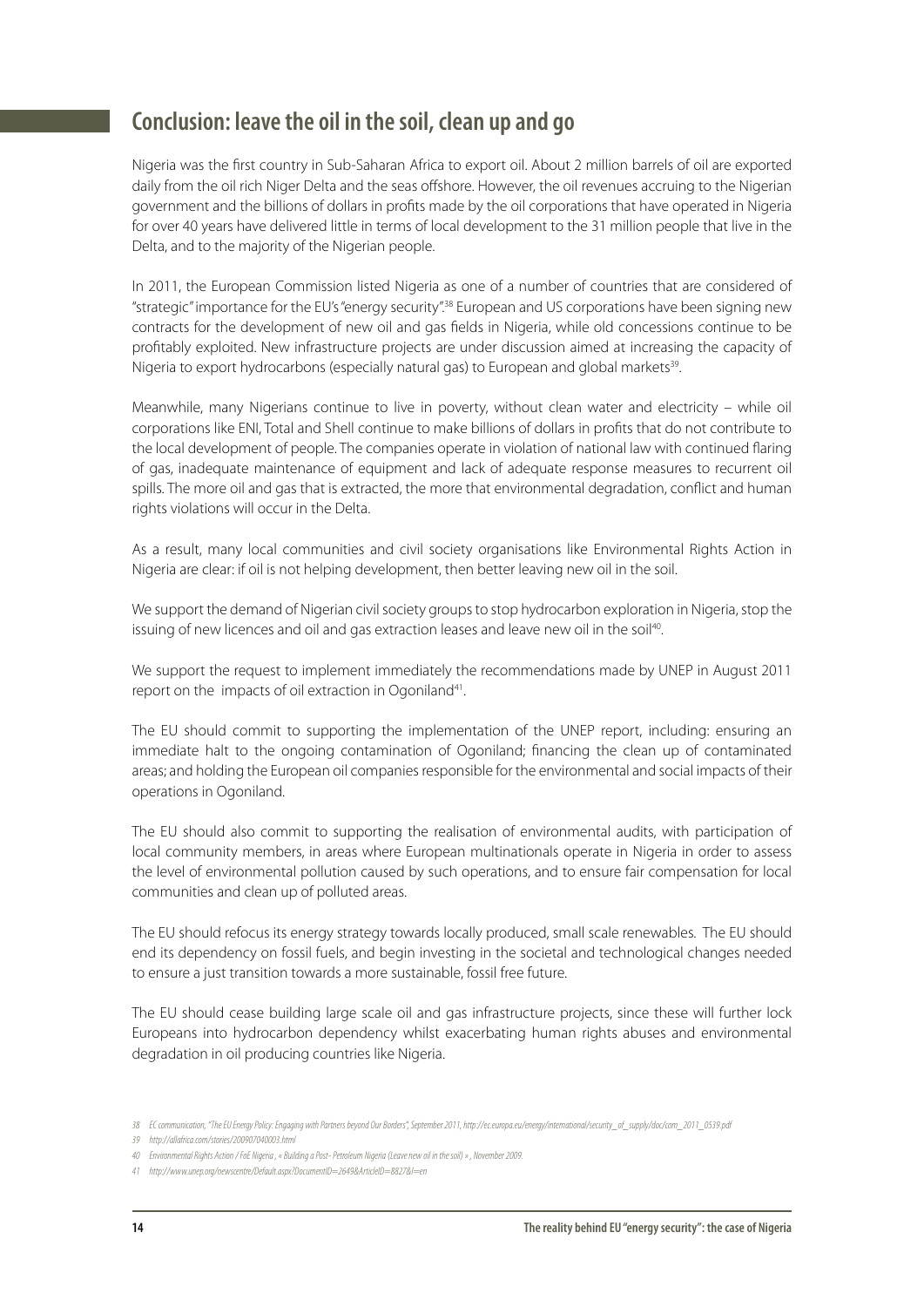## Conclusion: leave the oil in the soil, clean up and go

Nigeria was the first country in Sub-Saharan Africa to export oil. About 2 million barrels of oil are exported daily from the oil rich Niger Delta and the seas offshore. However, the oil revenues accruing to the Nigerian government and the billions of dollars in profits made by the oil corporations that have operated in Nigeria for over 40 years have delivered little in terms of local development to the 31 million people that live in the Delta, and to the majority of the Nigerian people.

In 2011, the European Commission listed Nigeria as one of a number of countries that are considered of "strategic" importance for the EU's "energy security".[38] European and US corporations have been signing new contracts for the development of new oil and gas fields in Nigeria, while old concessions continue to be profitably exploited. New infrastructure projects are under discussion aimed at increasing the capacity of Nigeria to export hydrocarbons (especially natural gas) to European and global markets[39].

Meanwhile, many Nigerians continue to live in poverty, without clean water and electricity – while oil corporations like ENI, Total and Shell continue to make billions of dollars in profits that do not contribute to the local development of people. The companies operate in violation of national law with continued flaring of gas, inadequate maintenance of equipment and lack of adequate response measures to recurrent oil spills. The more oil and gas that is extracted, the more that environmental degradation, conflict and human rights violations will occur in the Delta.

As a result, many local communities and civil society organisations like Environmental Rights Action in Nigeria are clear: if oil is not helping development, then better leaving new oil in the soil.

We support the demand of Nigerian civil society groups to stop hydrocarbon exploration in Nigeria, stop the issuing of new licences and oil and gas extraction leases and leave new oil in the soil[40].

We support the request to implement immediately the recommendations made by UNEP in August 2011 report on the impacts of oil extraction in Ogoniland[41].

The EU should commit to supporting the implementation of the UNEP report, including: ensuring an immediate halt to the ongoing contamination of Ogoniland; financing the clean up of contaminated areas; and holding the European oil companies responsible for the environmental and social impacts of their operations in Ogoniland.

The EU should also commit to supporting the realisation of environmental audits, with participation of local community members, in areas where European multinationals operate in Nigeria in order to assess the level of environmental pollution caused by such operations, and to ensure fair compensation for local communities and clean up of polluted areas.

The EU should refocus its energy strategy towards locally produced, small scale renewables. The EU should end its dependency on fossil fuels, and begin investing in the societal and technological changes needed to ensure a just transition towards a more sustainable, fossil free future.

The EU should cease building large scale oil and gas infrastructure projects, since these will further lock Europeans into hydrocarbon dependency whilst exacerbating human rights abuses and environmental degradation in oil producing countries like Nigeria.

---

38 EC communication, "The EU Energy Policy: Engaging with Partners beyond Our Borders", September 2011, http://ec.europa.eu/energy/international/security_of_supply/doc/com_2011_0539.pdf

39 http://allafrica.com/stories/200907040003.html

40 Environmental Rights Action / FoE Nigeria , « Building a Post- Petroleum Nigeria (Leave new oil in the soil) » , November 2009.

41 http://www.unep.org/newscentre/Default.aspx?DocumentID=2649&ArticleID=8827&l=en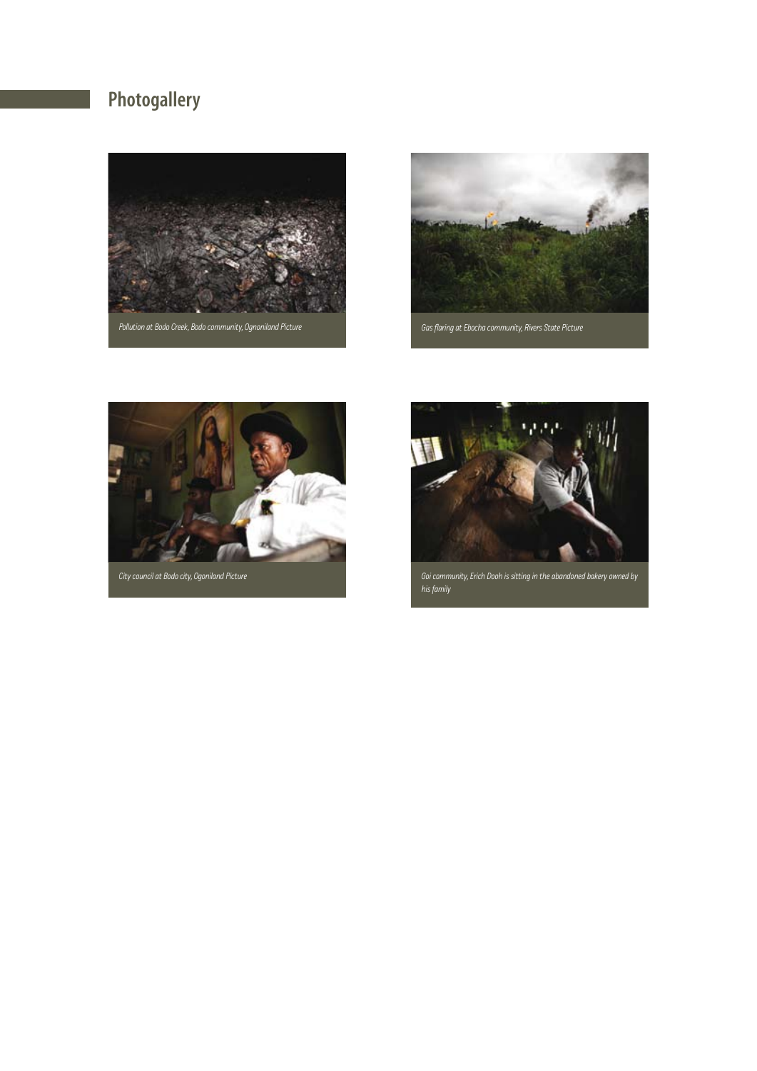## Photogallery

Pollution at Bodo Creek, Bodo community, Ognoniland Picture

Gas flaring at Ebocha community, Rivers State Picture

City council at Bodo city, Ogoniland Picture

Goi community, Erich Dooh is sitting in the abandoned bakery owned by his family